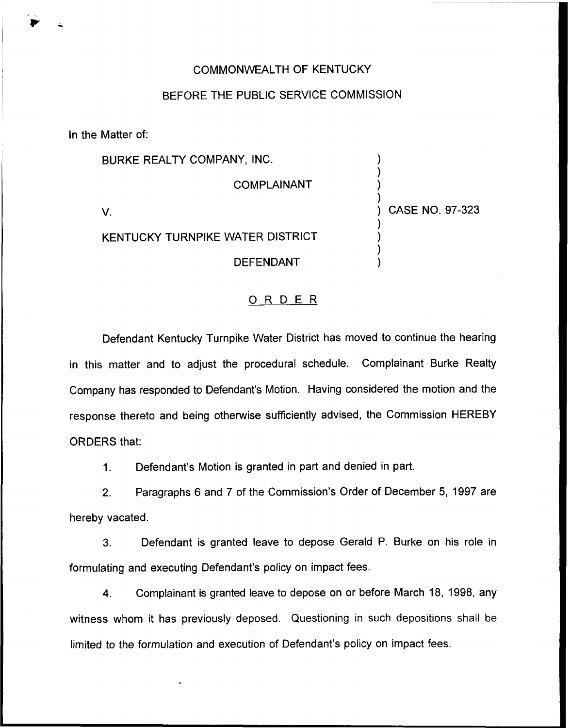COMMONWEALTH OF KENTUCKY

BEFORE THE PUBLIC SERVICE COMMISSION

In the Matter of:

BURKE REALTY COMPANY, INC.

COMPLAINANT

V.

KENTUCKY TURNPIKE WATER DISTRICT

DEFENDANT

) CASE NO. 97-323

## ORDER

Defendant Kentucky Turnpike Water District has moved to continue the hearing in this matter and to adjust the procedural schedule. Complainant Burke Realty Company has responded to Defendant's Motion. Having considered the motion and the response thereto and being otherwise sufficiently advised, the Commission HEREBY ORDERS that:

1. Defendant's Motion is granted in part and denied in part.

2. Paragraphs 6 and 7 of the Commission's Order of December 5, 1997 are hereby vacated.

3. Defendant is granted leave to depose Gerald P. Burke on his role in formulating and executing Defendant's policy on impact fees.

4. Complainant is granted leave to depose on or before March 18, 1998, any witness whom it has previously deposed. Questioning in such depositions shall be limited to the formulation and execution of Defendant's policy on impact fees.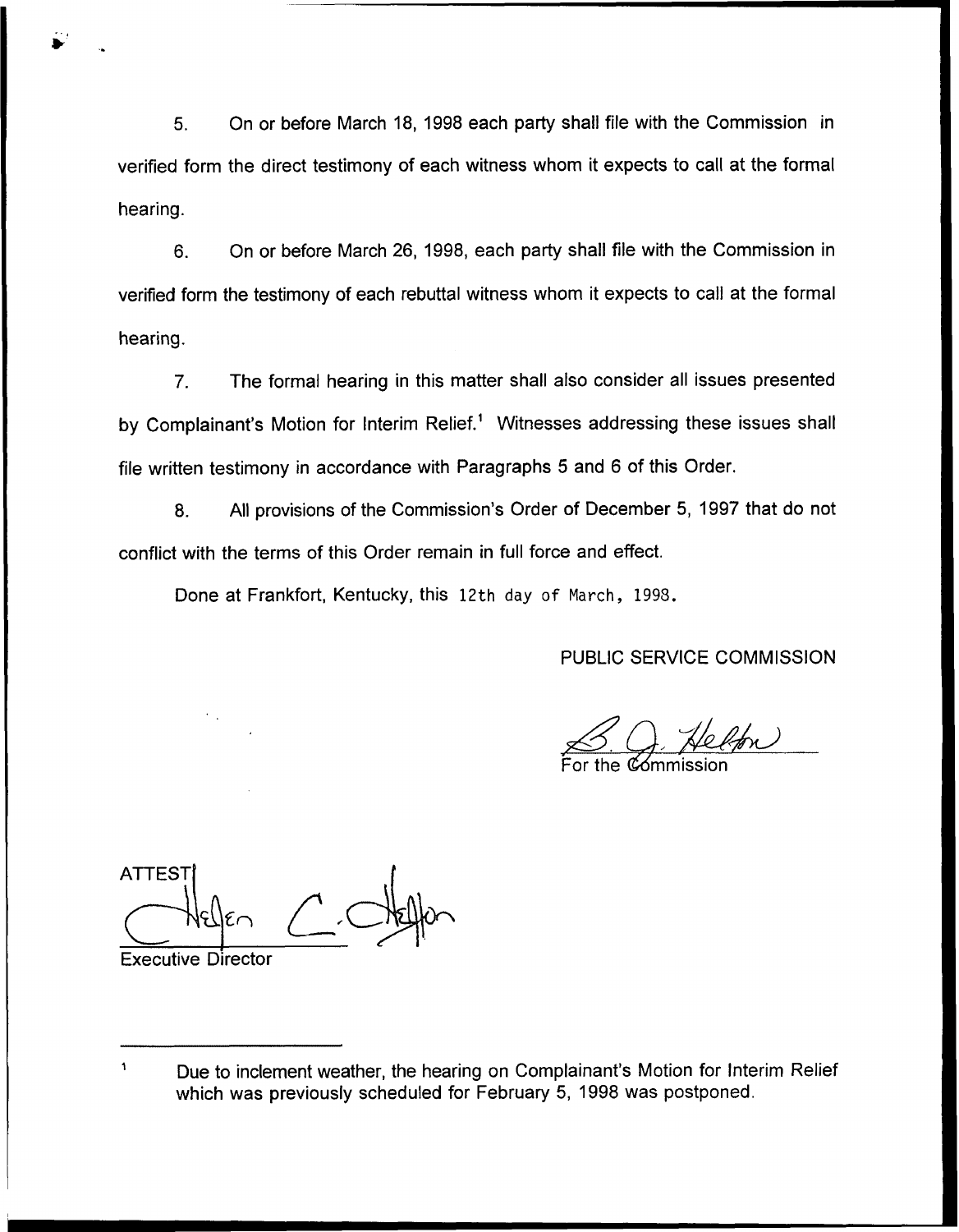5. On or before March 18, 1998 each party shall file with the Commission in verified form the direct testimony of each witness whom it expects to call at the formal hearing.

6. On or before March 26, 1998, each party shall file with the Commission in verified form the testimony of each rebuttal witness whom it expects to call at the formal hearing.

7. The formal hearing in this matter shall also consider all issues presented by Complainant's Motion for Interim Relief.[1] Witnesses addressing these issues shall file written testimony in accordance with Paragraphs 5 and 6 of this Order.

8. All provisions of the Commission's Order of December 5, 1997 that do not conflict with the terms of this Order remain in full force and effect.

Done at Frankfort, Kentucky, this 12th day of March, 1998.

PUBLIC SERVICE COMMISSION

For the Commission

ATTEST:

Executive Director

[1] Due to inclement weather, the hearing on Complainant's Motion for Interim Relief which was previously scheduled for February 5, 1998 was postponed.